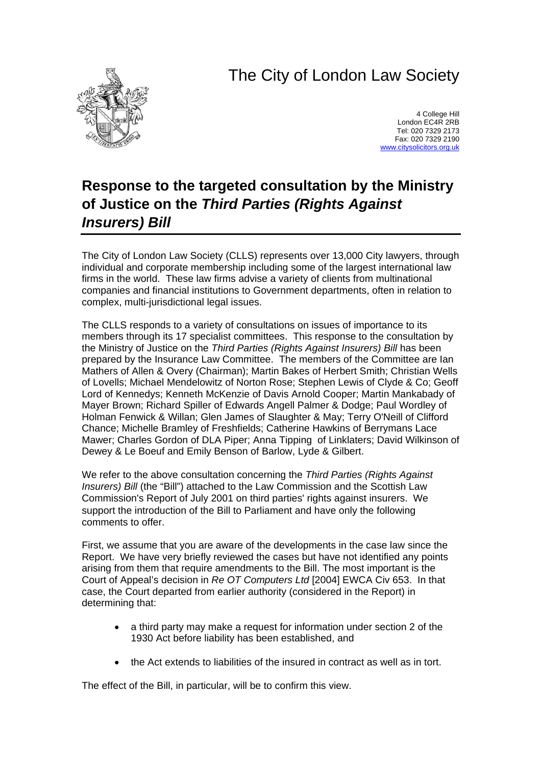# The City of London Law Society

4 College Hill
London EC4R 2RB
Tel: 020 7329 2173
Fax: 020 7329 2190
www.citysolicitors.org.uk

## Response to the targeted consultation by the Ministry of Justice on the *Third Parties (Rights Against Insurers) Bill*

The City of London Law Society (CLLS) represents over 13,000 City lawyers, through individual and corporate membership including some of the largest international law firms in the world. These law firms advise a variety of clients from multinational companies and financial institutions to Government departments, often in relation to complex, multi-jurisdictional legal issues.

The CLLS responds to a variety of consultations on issues of importance to its members through its 17 specialist committees. This response to the consultation by the Ministry of Justice on the *Third Parties (Rights Against Insurers) Bill* has been prepared by the Insurance Law Committee. The members of the Committee are Ian Mathers of Allen & Overy (Chairman); Martin Bakes of Herbert Smith; Christian Wells of Lovells; Michael Mendelowitz of Norton Rose; Stephen Lewis of Clyde & Co; Geoff Lord of Kennedys; Kenneth McKenzie of Davis Arnold Cooper; Martin Mankabady of Mayer Brown; Richard Spiller of Edwards Angell Palmer & Dodge; Paul Wordley of Holman Fenwick & Willan; Glen James of Slaughter & May; Terry O'Neill of Clifford Chance; Michelle Bramley of Freshfields; Catherine Hawkins of Berrymans Lace Mawer; Charles Gordon of DLA Piper; Anna Tipping of Linklaters; David Wilkinson of Dewey & Le Boeuf and Emily Benson of Barlow, Lyde & Gilbert.

We refer to the above consultation concerning the *Third Parties (Rights Against Insurers) Bill* (the "Bill") attached to the Law Commission and the Scottish Law Commission's Report of July 2001 on third parties' rights against insurers. We support the introduction of the Bill to Parliament and have only the following comments to offer.

First, we assume that you are aware of the developments in the case law since the Report. We have very briefly reviewed the cases but have not identified any points arising from them that require amendments to the Bill. The most important is the Court of Appeal's decision in *Re OT Computers Ltd* [2004] EWCA Civ 653. In that case, the Court departed from earlier authority (considered in the Report) in determining that:

- a third party may make a request for information under section 2 of the 1930 Act before liability has been established, and
- the Act extends to liabilities of the insured in contract as well as in tort.

The effect of the Bill, in particular, will be to confirm this view.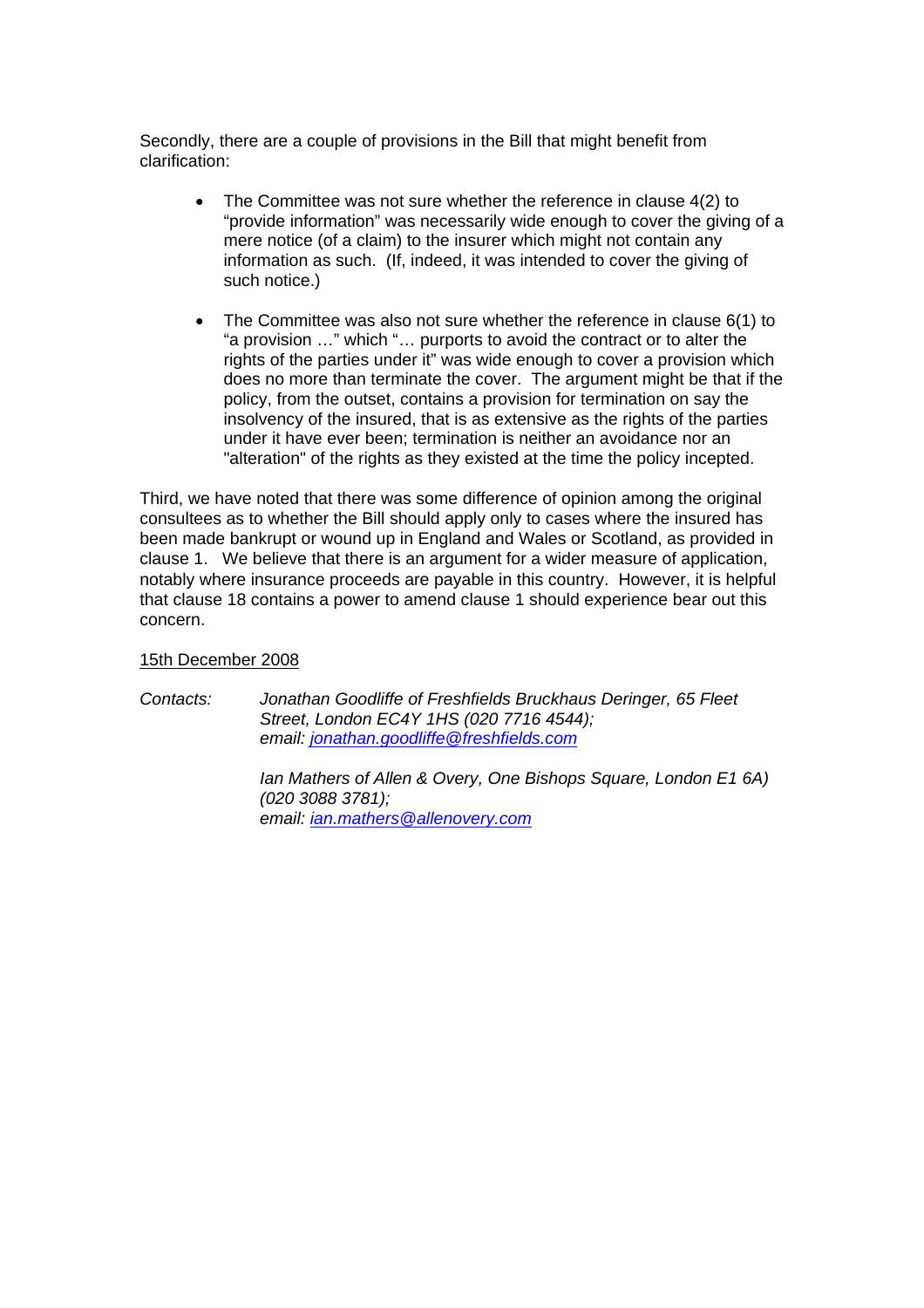Secondly, there are a couple of provisions in the Bill that might benefit from clarification:

- The Committee was not sure whether the reference in clause 4(2) to "provide information" was necessarily wide enough to cover the giving of a mere notice (of a claim) to the insurer which might not contain any information as such. (If, indeed, it was intended to cover the giving of such notice.)

- The Committee was also not sure whether the reference in clause 6(1) to "a provision …" which "… purports to avoid the contract or to alter the rights of the parties under it" was wide enough to cover a provision which does no more than terminate the cover. The argument might be that if the policy, from the outset, contains a provision for termination on say the insolvency of the insured, that is as extensive as the rights of the parties under it have ever been; termination is neither an avoidance nor an "alteration" of the rights as they existed at the time the policy incepted.

Third, we have noted that there was some difference of opinion among the original consultees as to whether the Bill should apply only to cases where the insured has been made bankrupt or wound up in England and Wales or Scotland, as provided in clause 1. We believe that there is an argument for a wider measure of application, notably where insurance proceeds are payable in this country. However, it is helpful that clause 18 contains a power to amend clause 1 should experience bear out this concern.

15th December 2008

*Contacts:* *Jonathan Goodliffe of Freshfields Bruckhaus Deringer, 65 Fleet Street, London EC4Y 1HS (020 7716 4544); email: jonathan.goodliffe@freshfields.com*

*Ian Mathers of Allen & Overy, One Bishops Square, London E1 6A) (020 3088 3781); email: ian.mathers@allenovery.com*